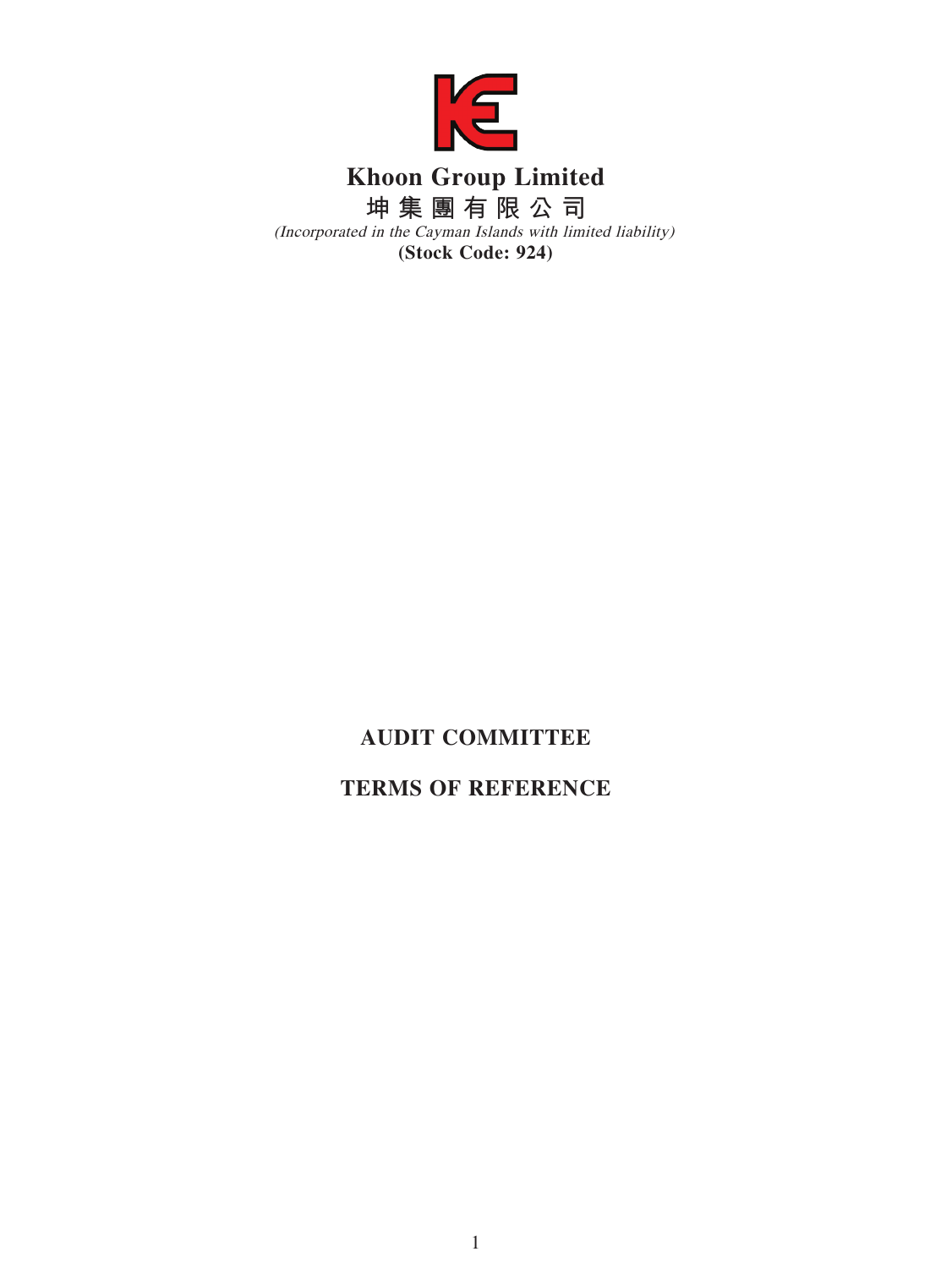# Khoon Group Limited

**坤集團有限公司**

*(Incorporated in the Cayman Islands with limited liability)*

**(Stock Code: 924)**

## AUDIT COMMITTEE

## TERMS OF REFERENCE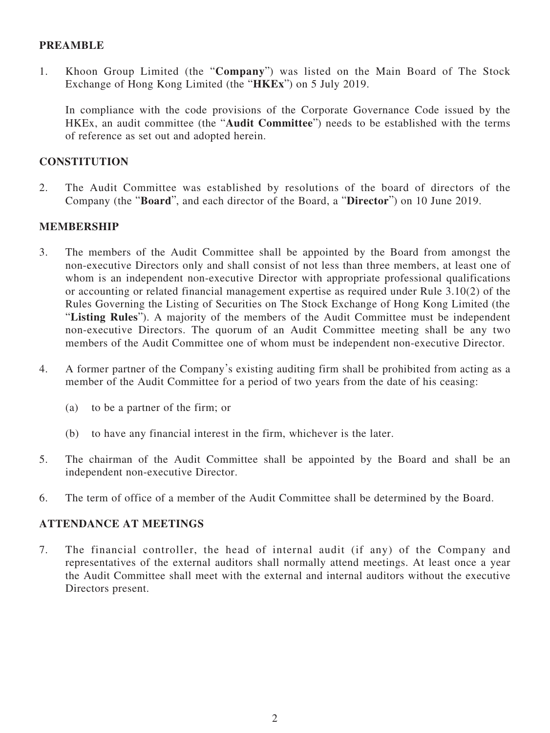## PREAMBLE

1. Khoon Group Limited (the "**Company**") was listed on the Main Board of The Stock Exchange of Hong Kong Limited (the "**HKEx**") on 5 July 2019.

   In compliance with the code provisions of the Corporate Governance Code issued by the HKEx, an audit committee (the "**Audit Committee**") needs to be established with the terms of reference as set out and adopted herein.

## CONSTITUTION

2. The Audit Committee was established by resolutions of the board of directors of the Company (the "**Board**", and each director of the Board, a "**Director**") on 10 June 2019.

## MEMBERSHIP

3. The members of the Audit Committee shall be appointed by the Board from amongst the non-executive Directors only and shall consist of not less than three members, at least one of whom is an independent non-executive Director with appropriate professional qualifications or accounting or related financial management expertise as required under Rule 3.10(2) of the Rules Governing the Listing of Securities on The Stock Exchange of Hong Kong Limited (the "**Listing Rules**"). A majority of the members of the Audit Committee must be independent non-executive Directors. The quorum of an Audit Committee meeting shall be any two members of the Audit Committee one of whom must be independent non-executive Director.

4. A former partner of the Company's existing auditing firm shall be prohibited from acting as a member of the Audit Committee for a period of two years from the date of his ceasing:

   (a) to be a partner of the firm; or

   (b) to have any financial interest in the firm, whichever is the later.

5. The chairman of the Audit Committee shall be appointed by the Board and shall be an independent non-executive Director.

6. The term of office of a member of the Audit Committee shall be determined by the Board.

## ATTENDANCE AT MEETINGS

7. The financial controller, the head of internal audit (if any) of the Company and representatives of the external auditors shall normally attend meetings. At least once a year the Audit Committee shall meet with the external and internal auditors without the executive Directors present.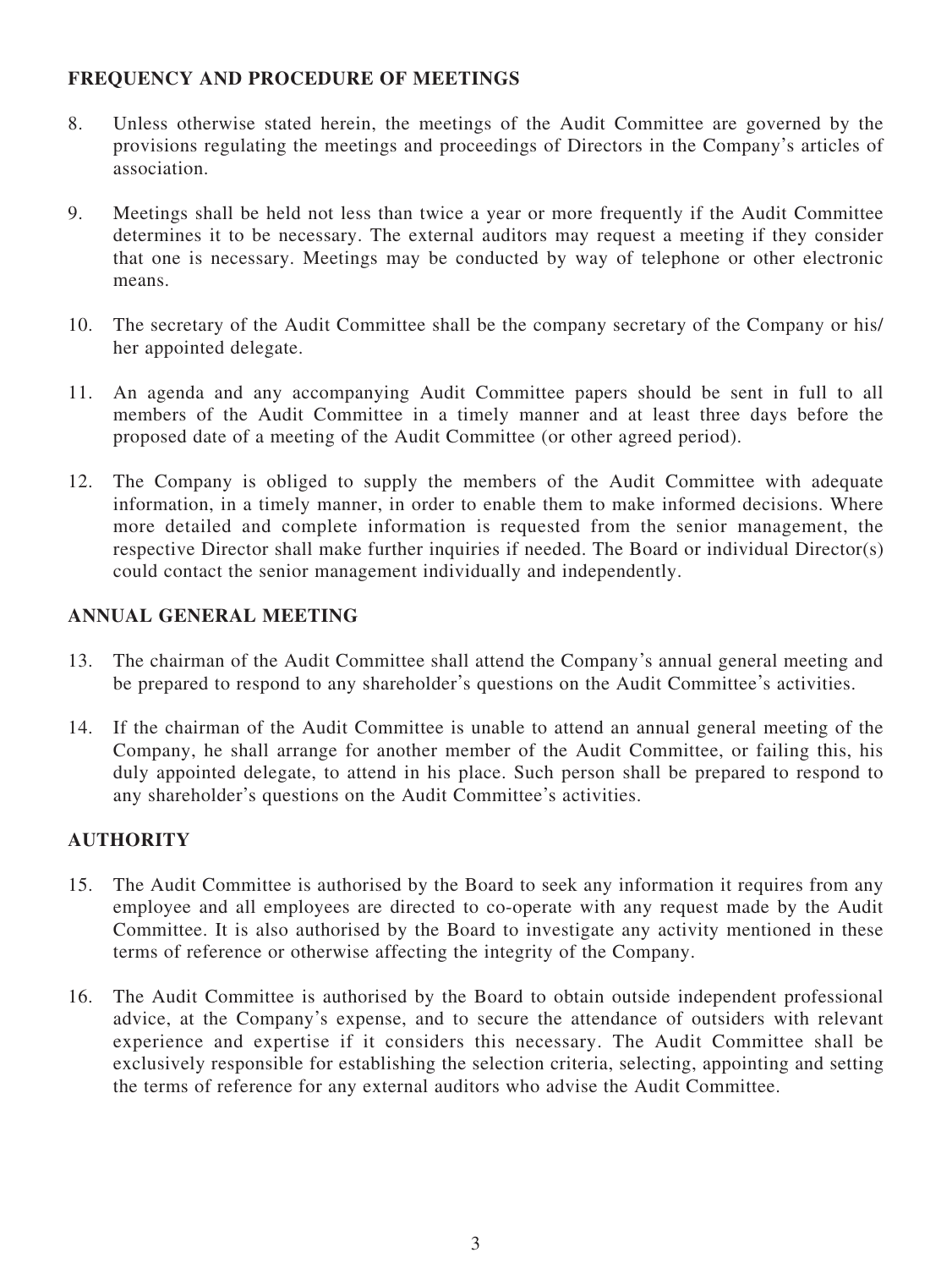## FREQUENCY AND PROCEDURE OF MEETINGS

8. Unless otherwise stated herein, the meetings of the Audit Committee are governed by the provisions regulating the meetings and proceedings of Directors in the Company's articles of association.

9. Meetings shall be held not less than twice a year or more frequently if the Audit Committee determines it to be necessary. The external auditors may request a meeting if they consider that one is necessary. Meetings may be conducted by way of telephone or other electronic means.

10. The secretary of the Audit Committee shall be the company secretary of the Company or his/her appointed delegate.

11. An agenda and any accompanying Audit Committee papers should be sent in full to all members of the Audit Committee in a timely manner and at least three days before the proposed date of a meeting of the Audit Committee (or other agreed period).

12. The Company is obliged to supply the members of the Audit Committee with adequate information, in a timely manner, in order to enable them to make informed decisions. Where more detailed and complete information is requested from the senior management, the respective Director shall make further inquiries if needed. The Board or individual Director(s) could contact the senior management individually and independently.

## ANNUAL GENERAL MEETING

13. The chairman of the Audit Committee shall attend the Company's annual general meeting and be prepared to respond to any shareholder's questions on the Audit Committee's activities.

14. If the chairman of the Audit Committee is unable to attend an annual general meeting of the Company, he shall arrange for another member of the Audit Committee, or failing this, his duly appointed delegate, to attend in his place. Such person shall be prepared to respond to any shareholder's questions on the Audit Committee's activities.

## AUTHORITY

15. The Audit Committee is authorised by the Board to seek any information it requires from any employee and all employees are directed to co-operate with any request made by the Audit Committee. It is also authorised by the Board to investigate any activity mentioned in these terms of reference or otherwise affecting the integrity of the Company.

16. The Audit Committee is authorised by the Board to obtain outside independent professional advice, at the Company's expense, and to secure the attendance of outsiders with relevant experience and expertise if it considers this necessary. The Audit Committee shall be exclusively responsible for establishing the selection criteria, selecting, appointing and setting the terms of reference for any external auditors who advise the Audit Committee.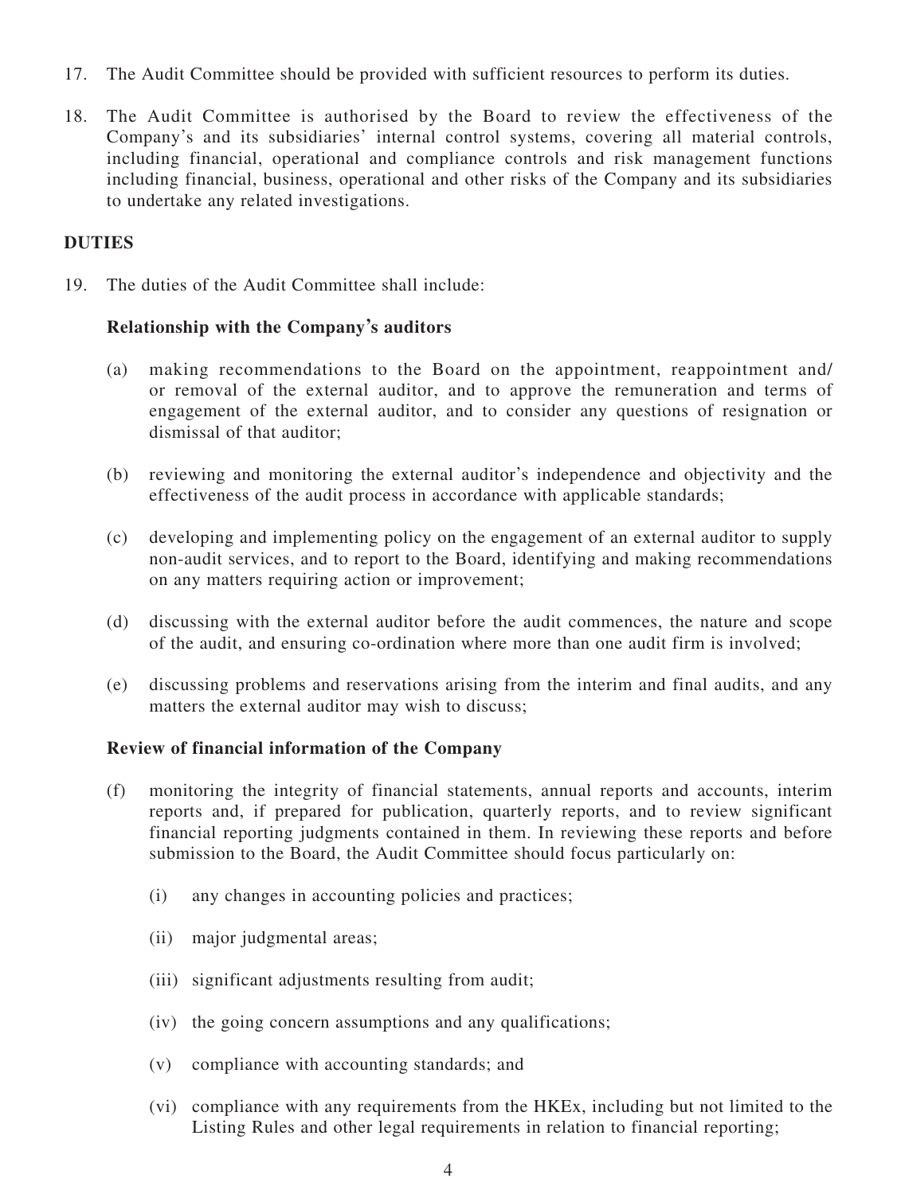17. The Audit Committee should be provided with sufficient resources to perform its duties.

18. The Audit Committee is authorised by the Board to review the effectiveness of the Company's and its subsidiaries' internal control systems, covering all material controls, including financial, operational and compliance controls and risk management functions including financial, business, operational and other risks of the Company and its subsidiaries to undertake any related investigations.

**DUTIES**

19. The duties of the Audit Committee shall include:

    **Relationship with the Company's auditors**

    (a) making recommendations to the Board on the appointment, reappointment and/or removal of the external auditor, and to approve the remuneration and terms of engagement of the external auditor, and to consider any questions of resignation or dismissal of that auditor;

    (b) reviewing and monitoring the external auditor's independence and objectivity and the effectiveness of the audit process in accordance with applicable standards;

    (c) developing and implementing policy on the engagement of an external auditor to supply non-audit services, and to report to the Board, identifying and making recommendations on any matters requiring action or improvement;

    (d) discussing with the external auditor before the audit commences, the nature and scope of the audit, and ensuring co-ordination where more than one audit firm is involved;

    (e) discussing problems and reservations arising from the interim and final audits, and any matters the external auditor may wish to discuss;

    **Review of financial information of the Company**

    (f) monitoring the integrity of financial statements, annual reports and accounts, interim reports and, if prepared for publication, quarterly reports, and to review significant financial reporting judgments contained in them. In reviewing these reports and before submission to the Board, the Audit Committee should focus particularly on:

        (i) any changes in accounting policies and practices;

        (ii) major judgmental areas;

        (iii) significant adjustments resulting from audit;

        (iv) the going concern assumptions and any qualifications;

        (v) compliance with accounting standards; and

        (vi) compliance with any requirements from the HKEx, including but not limited to the Listing Rules and other legal requirements in relation to financial reporting;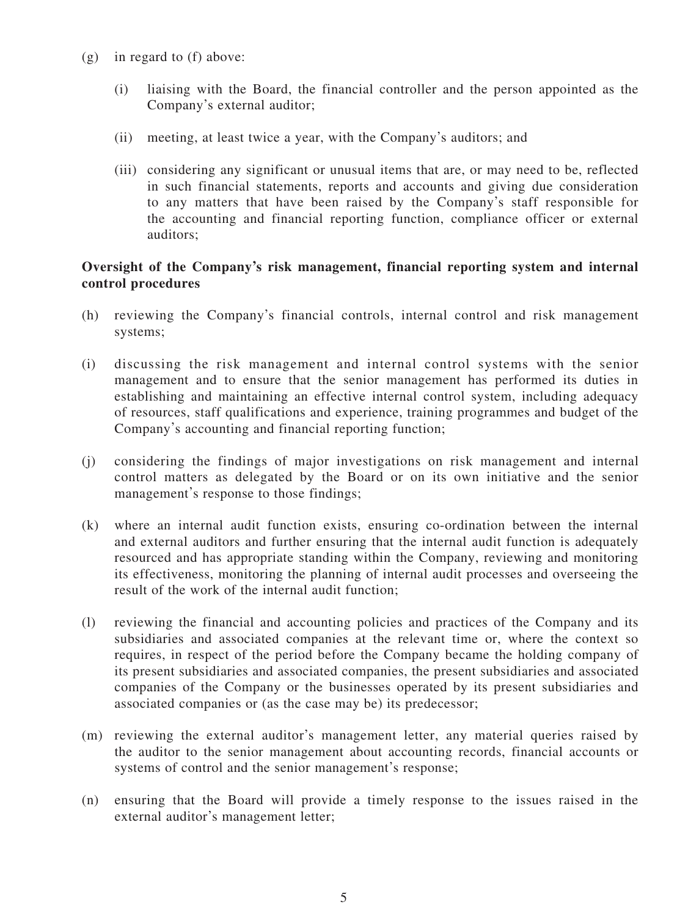(g) in regard to (f) above:

  (i) liaising with the Board, the financial controller and the person appointed as the Company's external auditor;

  (ii) meeting, at least twice a year, with the Company's auditors; and

  (iii) considering any significant or unusual items that are, or may need to be, reflected in such financial statements, reports and accounts and giving due consideration to any matters that have been raised by the Company's staff responsible for the accounting and financial reporting function, compliance officer or external auditors;

**Oversight of the Company's risk management, financial reporting system and internal control procedures**

(h) reviewing the Company's financial controls, internal control and risk management systems;

(i) discussing the risk management and internal control systems with the senior management and to ensure that the senior management has performed its duties in establishing and maintaining an effective internal control system, including adequacy of resources, staff qualifications and experience, training programmes and budget of the Company's accounting and financial reporting function;

(j) considering the findings of major investigations on risk management and internal control matters as delegated by the Board or on its own initiative and the senior management's response to those findings;

(k) where an internal audit function exists, ensuring co-ordination between the internal and external auditors and further ensuring that the internal audit function is adequately resourced and has appropriate standing within the Company, reviewing and monitoring its effectiveness, monitoring the planning of internal audit processes and overseeing the result of the work of the internal audit function;

(l) reviewing the financial and accounting policies and practices of the Company and its subsidiaries and associated companies at the relevant time or, where the context so requires, in respect of the period before the Company became the holding company of its present subsidiaries and associated companies, the present subsidiaries and associated companies of the Company or the businesses operated by its present subsidiaries and associated companies or (as the case may be) its predecessor;

(m) reviewing the external auditor's management letter, any material queries raised by the auditor to the senior management about accounting records, financial accounts or systems of control and the senior management's response;

(n) ensuring that the Board will provide a timely response to the issues raised in the external auditor's management letter;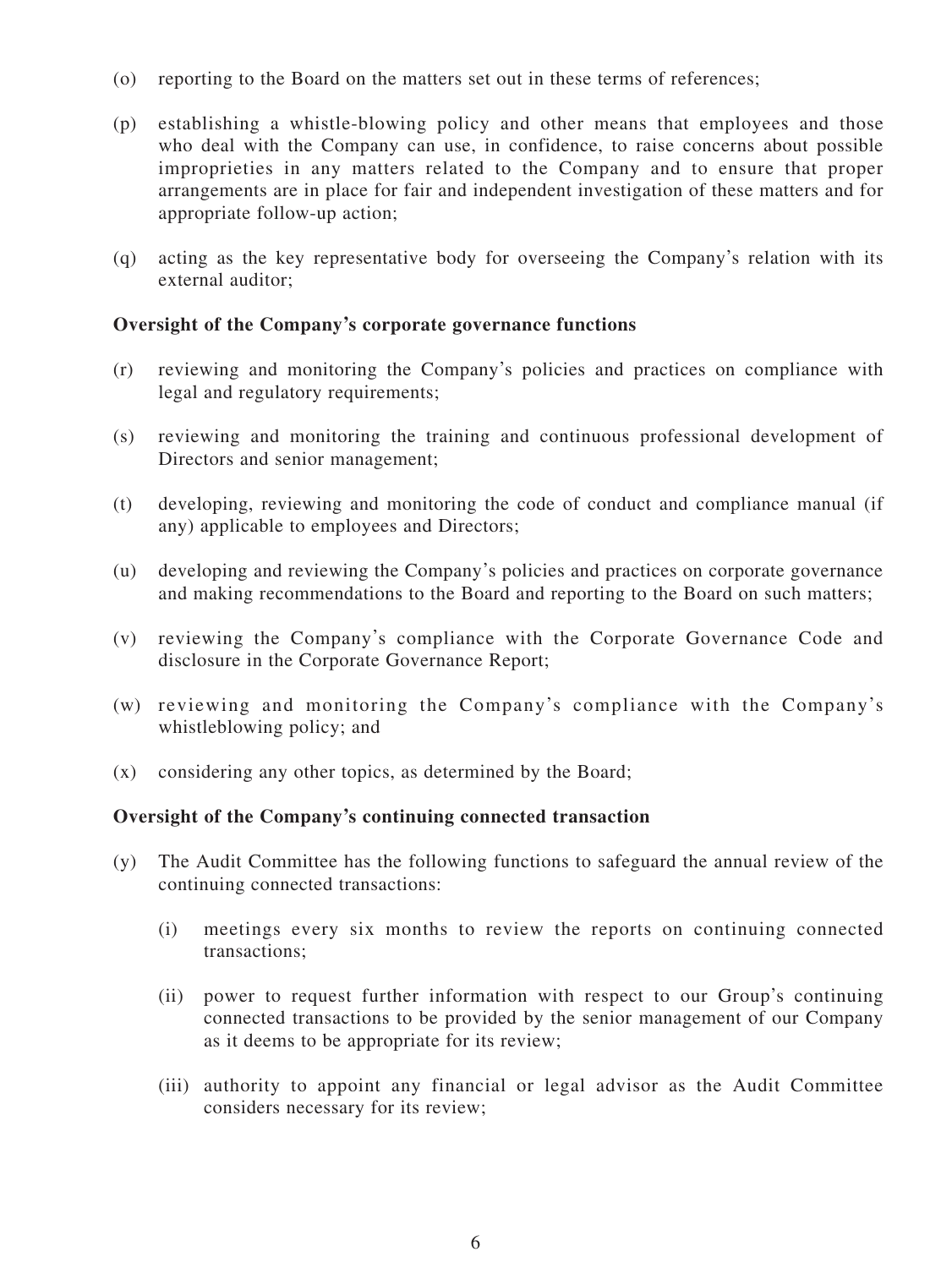(o) reporting to the Board on the matters set out in these terms of references;

(p) establishing a whistle-blowing policy and other means that employees and those who deal with the Company can use, in confidence, to raise concerns about possible improprieties in any matters related to the Company and to ensure that proper arrangements are in place for fair and independent investigation of these matters and for appropriate follow-up action;

(q) acting as the key representative body for overseeing the Company's relation with its external auditor;

**Oversight of the Company's corporate governance functions**

(r) reviewing and monitoring the Company's policies and practices on compliance with legal and regulatory requirements;

(s) reviewing and monitoring the training and continuous professional development of Directors and senior management;

(t) developing, reviewing and monitoring the code of conduct and compliance manual (if any) applicable to employees and Directors;

(u) developing and reviewing the Company's policies and practices on corporate governance and making recommendations to the Board and reporting to the Board on such matters;

(v) reviewing the Company's compliance with the Corporate Governance Code and disclosure in the Corporate Governance Report;

(w) reviewing and monitoring the Company's compliance with the Company's whistleblowing policy; and

(x) considering any other topics, as determined by the Board;

**Oversight of the Company's continuing connected transaction**

(y) The Audit Committee has the following functions to safeguard the annual review of the continuing connected transactions:

   (i) meetings every six months to review the reports on continuing connected transactions;

   (ii) power to request further information with respect to our Group's continuing connected transactions to be provided by the senior management of our Company as it deems to be appropriate for its review;

   (iii) authority to appoint any financial or legal advisor as the Audit Committee considers necessary for its review;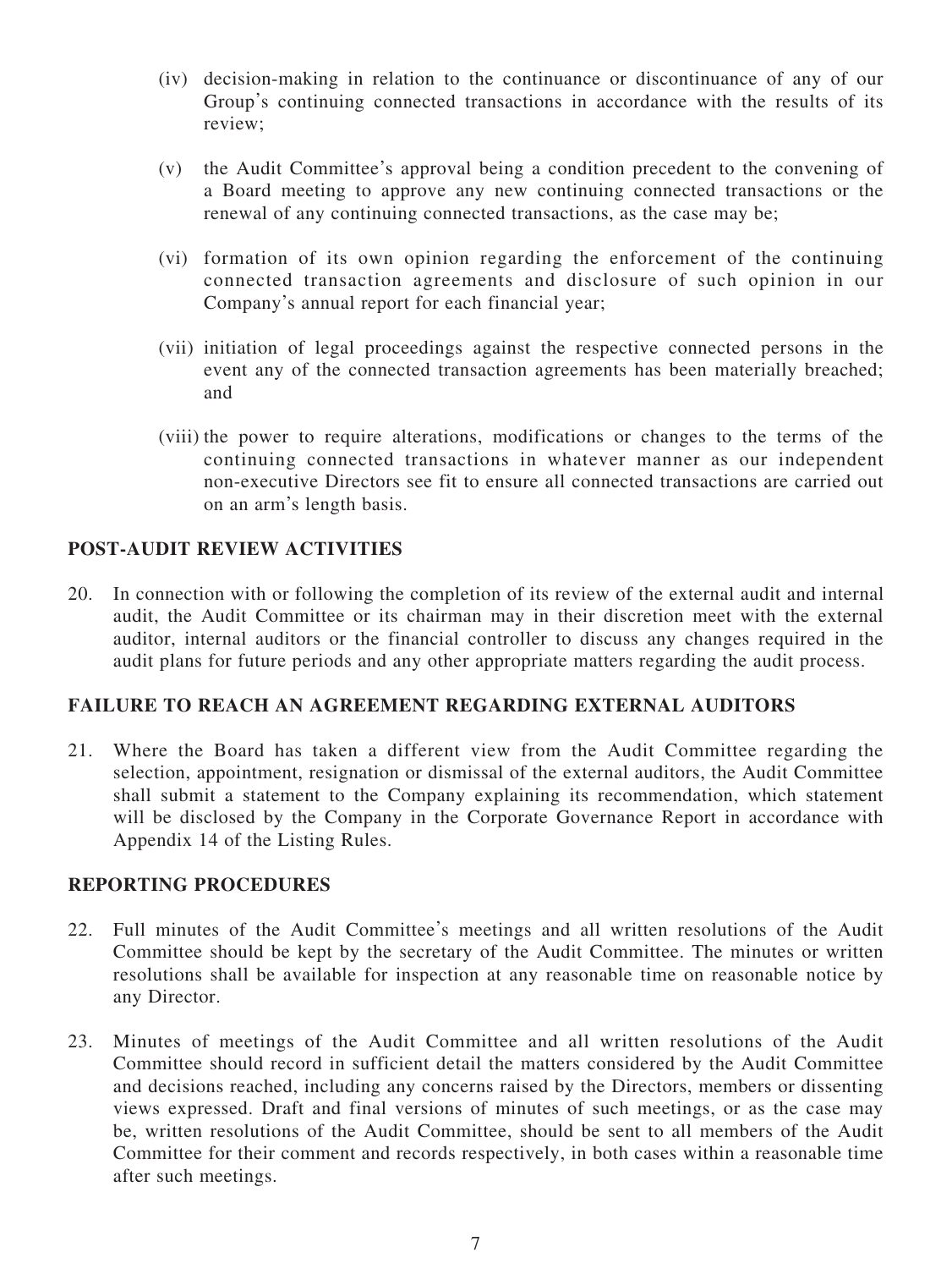(iv) decision-making in relation to the continuance or discontinuance of any of our Group's continuing connected transactions in accordance with the results of its review;

(v) the Audit Committee's approval being a condition precedent to the convening of a Board meeting to approve any new continuing connected transactions or the renewal of any continuing connected transactions, as the case may be;

(vi) formation of its own opinion regarding the enforcement of the continuing connected transaction agreements and disclosure of such opinion in our Company's annual report for each financial year;

(vii) initiation of legal proceedings against the respective connected persons in the event any of the connected transaction agreements has been materially breached; and

(viii) the power to require alterations, modifications or changes to the terms of the continuing connected transactions in whatever manner as our independent non-executive Directors see fit to ensure all connected transactions are carried out on an arm's length basis.

## POST-AUDIT REVIEW ACTIVITIES

20. In connection with or following the completion of its review of the external audit and internal audit, the Audit Committee or its chairman may in their discretion meet with the external auditor, internal auditors or the financial controller to discuss any changes required in the audit plans for future periods and any other appropriate matters regarding the audit process.

## FAILURE TO REACH AN AGREEMENT REGARDING EXTERNAL AUDITORS

21. Where the Board has taken a different view from the Audit Committee regarding the selection, appointment, resignation or dismissal of the external auditors, the Audit Committee shall submit a statement to the Company explaining its recommendation, which statement will be disclosed by the Company in the Corporate Governance Report in accordance with Appendix 14 of the Listing Rules.

## REPORTING PROCEDURES

22. Full minutes of the Audit Committee's meetings and all written resolutions of the Audit Committee should be kept by the secretary of the Audit Committee. The minutes or written resolutions shall be available for inspection at any reasonable time on reasonable notice by any Director.

23. Minutes of meetings of the Audit Committee and all written resolutions of the Audit Committee should record in sufficient detail the matters considered by the Audit Committee and decisions reached, including any concerns raised by the Directors, members or dissenting views expressed. Draft and final versions of minutes of such meetings, or as the case may be, written resolutions of the Audit Committee, should be sent to all members of the Audit Committee for their comment and records respectively, in both cases within a reasonable time after such meetings.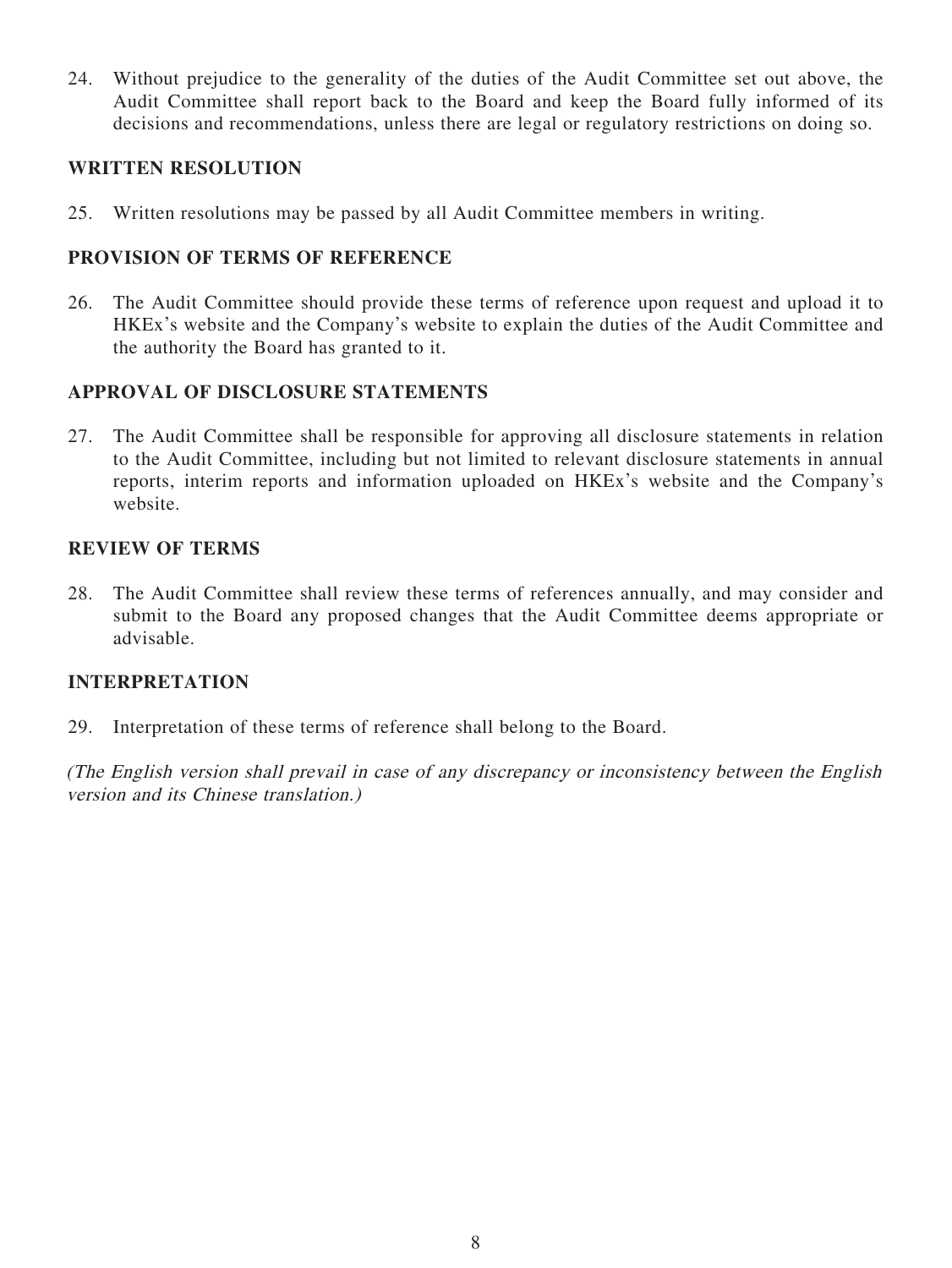24. Without prejudice to the generality of the duties of the Audit Committee set out above, the Audit Committee shall report back to the Board and keep the Board fully informed of its decisions and recommendations, unless there are legal or regulatory restrictions on doing so.

## WRITTEN RESOLUTION

25. Written resolutions may be passed by all Audit Committee members in writing.

## PROVISION OF TERMS OF REFERENCE

26. The Audit Committee should provide these terms of reference upon request and upload it to HKEx's website and the Company's website to explain the duties of the Audit Committee and the authority the Board has granted to it.

## APPROVAL OF DISCLOSURE STATEMENTS

27. The Audit Committee shall be responsible for approving all disclosure statements in relation to the Audit Committee, including but not limited to relevant disclosure statements in annual reports, interim reports and information uploaded on HKEx's website and the Company's website.

## REVIEW OF TERMS

28. The Audit Committee shall review these terms of references annually, and may consider and submit to the Board any proposed changes that the Audit Committee deems appropriate or advisable.

## INTERPRETATION

29. Interpretation of these terms of reference shall belong to the Board.

*(The English version shall prevail in case of any discrepancy or inconsistency between the English version and its Chinese translation.)*